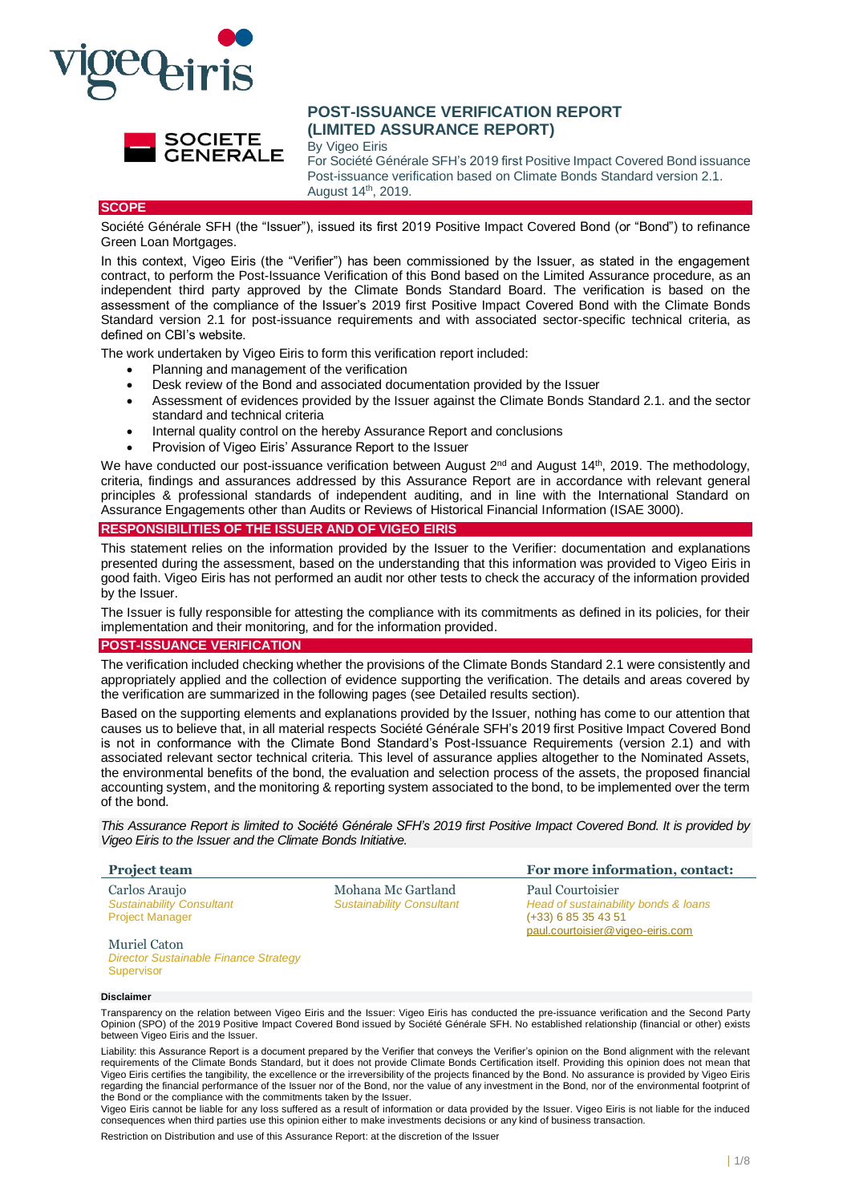# POST-ISSUANCE VERIFICATION REPORT (LIMITED ASSURANCE REPORT)

By Vigeo Eiris

For Société Générale SFH's 2019 first Positive Impact Covered Bond issuance

Post-issuance verification based on Climate Bonds Standard version 2.1.

August 14th, 2019.

## SCOPE

Société Générale SFH (the "Issuer"), issued its first 2019 Positive Impact Covered Bond (or "Bond") to refinance Green Loan Mortgages.

In this context, Vigeo Eiris (the "Verifier") has been commissioned by the Issuer, as stated in the engagement contract, to perform the Post-Issuance Verification of this Bond based on the Limited Assurance procedure, as an independent third party approved by the Climate Bonds Standard Board. The verification is based on the assessment of the compliance of the Issuer's 2019 first Positive Impact Covered Bond with the Climate Bonds Standard version 2.1 for post-issuance requirements and with associated sector-specific technical criteria, as defined on CBI's website.

The work undertaken by Vigeo Eiris to form this verification report included:

- Planning and management of the verification
- Desk review of the Bond and associated documentation provided by the Issuer
- Assessment of evidences provided by the Issuer against the Climate Bonds Standard 2.1. and the sector standard and technical criteria
- Internal quality control on the hereby Assurance Report and conclusions
- Provision of Vigeo Eiris' Assurance Report to the Issuer

We have conducted our post-issuance verification between August 2nd and August 14th, 2019. The methodology, criteria, findings and assurances addressed by this Assurance Report are in accordance with relevant general principles & professional standards of independent auditing, and in line with the International Standard on Assurance Engagements other than Audits or Reviews of Historical Financial Information (ISAE 3000).

## RESPONSIBILITIES OF THE ISSUER AND OF VIGEO EIRIS

This statement relies on the information provided by the Issuer to the Verifier: documentation and explanations presented during the assessment, based on the understanding that this information was provided to Vigeo Eiris in good faith. Vigeo Eiris has not performed an audit nor other tests to check the accuracy of the information provided by the Issuer.

The Issuer is fully responsible for attesting the compliance with its commitments as defined in its policies, for their implementation and their monitoring, and for the information provided.

## POST-ISSUANCE VERIFICATION

The verification included checking whether the provisions of the Climate Bonds Standard 2.1 were consistently and appropriately applied and the collection of evidence supporting the verification. The details and areas covered by the verification are summarized in the following pages (see Detailed results section).

Based on the supporting elements and explanations provided by the Issuer, nothing has come to our attention that causes us to believe that, in all material respects Société Générale SFH's 2019 first Positive Impact Covered Bond is not in conformance with the Climate Bond Standard's Post-Issuance Requirements (version 2.1) and with associated relevant sector technical criteria. This level of assurance applies altogether to the Nominated Assets, the environmental benefits of the bond, the evaluation and selection process of the assets, the proposed financial accounting system, and the monitoring & reporting system associated to the bond, to be implemented over the term of the bond.

*This Assurance Report is limited to Société Générale SFH's 2019 first Positive Impact Covered Bond. It is provided by Vigeo Eiris to the Issuer and the Climate Bonds Initiative.*

**Project team**

Carlos Araujo
*Sustainability Consultant*
Project Manager

Mohana Mc Gartland
*Sustainability Consultant*

Muriel Caton
*Director Sustainable Finance Strategy*
Supervisor

**For more information, contact:**

Paul Courtoisier
*Head of sustainability bonds & loans*
(+33) 6 85 35 43 51
paul.courtoisier@vigeo-eiris.com

**Disclaimer**

Transparency on the relation between Vigeo Eiris and the Issuer: Vigeo Eiris has conducted the pre-issuance verification and the Second Party Opinion (SPO) of the 2019 Positive Impact Covered Bond issued by Société Générale SFH. No established relationship (financial or other) exists between Vigeo Eiris and the Issuer.

Liability: this Assurance Report is a document prepared by the Verifier that conveys the Verifier's opinion on the Bond alignment with the relevant requirements of the Climate Bonds Standard, but it does not provide Climate Bonds Certification itself. Providing this opinion does not mean that Vigeo Eiris certifies the tangibility, the excellence or the irreversibility of the projects financed by the Bond. No assurance is provided by Vigeo Eiris regarding the financial performance of the Issuer nor of the Bond, nor the value of any investment in the Bond, nor of the environmental footprint of the Bond or the compliance with the commitments taken by the Issuer.

Vigeo Eiris cannot be liable for any loss suffered as a result of information or data provided by the Issuer. Vigeo Eiris is not liable for the induced consequences when third parties use this opinion either to make investments decisions or any kind of business transaction.

Restriction on Distribution and use of this Assurance Report: at the discretion of the Issuer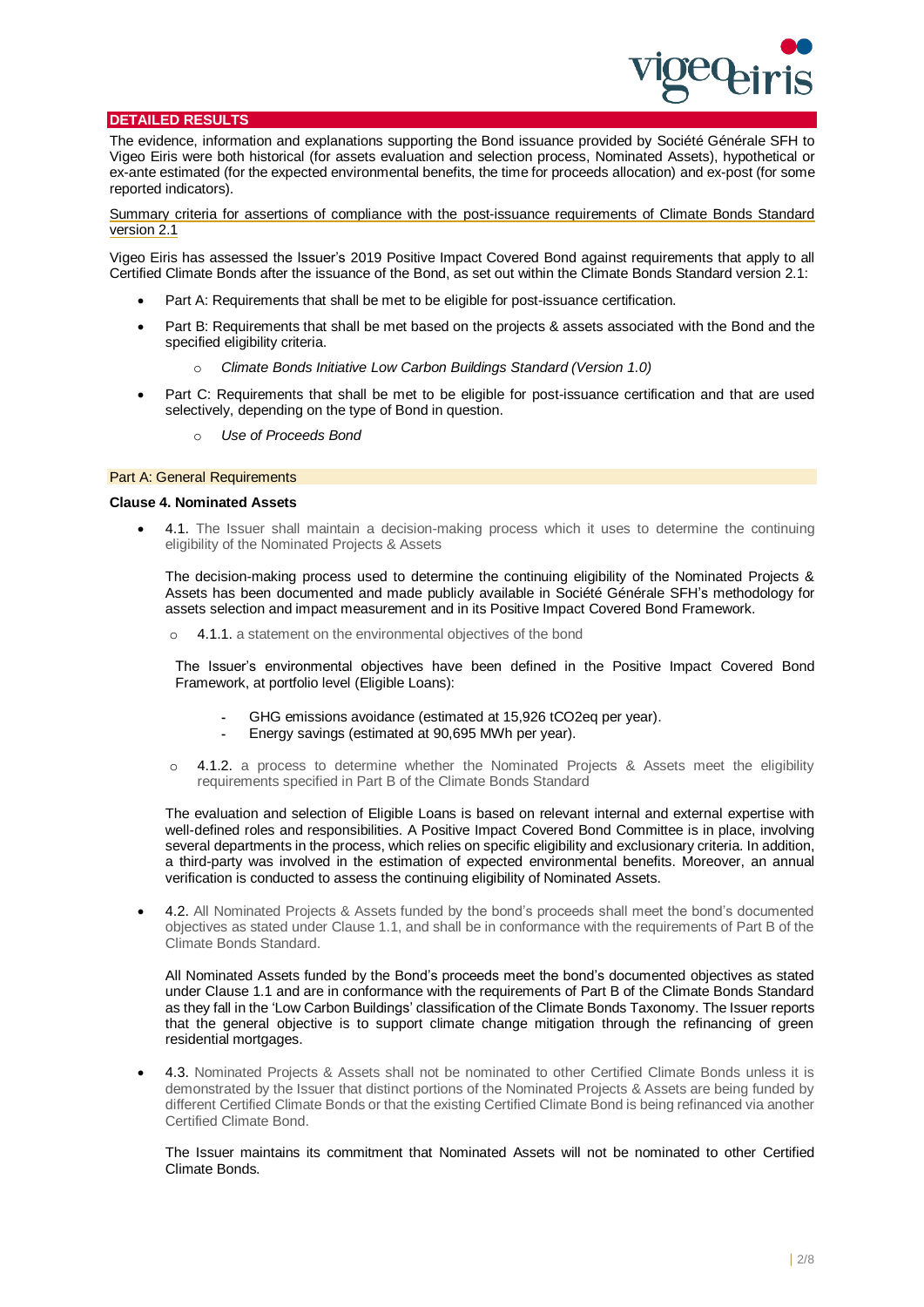## DETAILED RESULTS

The evidence, information and explanations supporting the Bond issuance provided by Société Générale SFH to Vigeo Eiris were both historical (for assets evaluation and selection process, Nominated Assets), hypothetical or ex-ante estimated (for the expected environmental benefits, the time for proceeds allocation) and ex-post (for some reported indicators).

Summary criteria for assertions of compliance with the post-issuance requirements of Climate Bonds Standard version 2.1

Vigeo Eiris has assessed the Issuer's 2019 Positive Impact Covered Bond against requirements that apply to all Certified Climate Bonds after the issuance of the Bond, as set out within the Climate Bonds Standard version 2.1:

- Part A: Requirements that shall be met to be eligible for post-issuance certification.
- Part B: Requirements that shall be met based on the projects & assets associated with the Bond and the specified eligibility criteria.
  - *Climate Bonds Initiative Low Carbon Buildings Standard (Version 1.0)*
- Part C: Requirements that shall be met to be eligible for post-issuance certification and that are used selectively, depending on the type of Bond in question.
  - *Use of Proceeds Bond*

### Part A: General Requirements

**Clause 4. Nominated Assets**

- 4.1. The Issuer shall maintain a decision-making process which it uses to determine the continuing eligibility of the Nominated Projects & Assets

  The decision-making process used to determine the continuing eligibility of the Nominated Projects & Assets has been documented and made publicly available in Société Générale SFH's methodology for assets selection and impact measurement and in its Positive Impact Covered Bond Framework.

  - 4.1.1. a statement on the environmental objectives of the bond

    The Issuer's environmental objectives have been defined in the Positive Impact Covered Bond Framework, at portfolio level (Eligible Loans):

    - GHG emissions avoidance (estimated at 15,926 tCO2eq per year).
    - Energy savings (estimated at 90,695 MWh per year).

  - 4.1.2. a process to determine whether the Nominated Projects & Assets meet the eligibility requirements specified in Part B of the Climate Bonds Standard

  The evaluation and selection of Eligible Loans is based on relevant internal and external expertise with well-defined roles and responsibilities. A Positive Impact Covered Bond Committee is in place, involving several departments in the process, which relies on specific eligibility and exclusionary criteria. In addition, a third-party was involved in the estimation of expected environmental benefits. Moreover, an annual verification is conducted to assess the continuing eligibility of Nominated Assets.

- 4.2. All Nominated Projects & Assets funded by the bond's proceeds shall meet the bond's documented objectives as stated under Clause 1.1, and shall be in conformance with the requirements of Part B of the Climate Bonds Standard.

  All Nominated Assets funded by the Bond's proceeds meet the bond's documented objectives as stated under Clause 1.1 and are in conformance with the requirements of Part B of the Climate Bonds Standard as they fall in the 'Low Carbon Buildings' classification of the Climate Bonds Taxonomy. The Issuer reports that the general objective is to support climate change mitigation through the refinancing of green residential mortgages.

- 4.3. Nominated Projects & Assets shall not be nominated to other Certified Climate Bonds unless it is demonstrated by the Issuer that distinct portions of the Nominated Projects & Assets are being funded by different Certified Climate Bonds or that the existing Certified Climate Bond is being refinanced via another Certified Climate Bond.

  The Issuer maintains its commitment that Nominated Assets will not be nominated to other Certified Climate Bonds.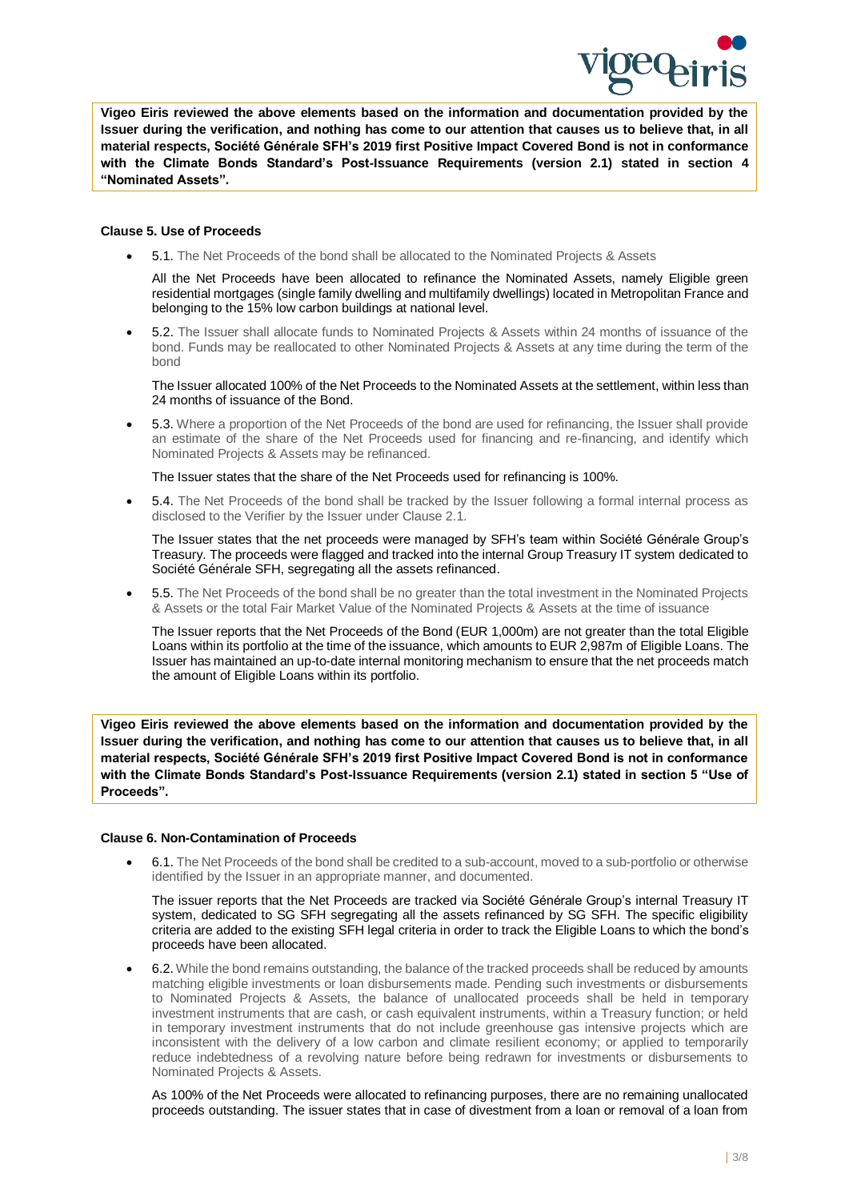**Vigeo Eiris reviewed the above elements based on the information and documentation provided by the Issuer during the verification, and nothing has come to our attention that causes us to believe that, in all material respects, Société Générale SFH's 2019 first Positive Impact Covered Bond is not in conformance with the Climate Bonds Standard's Post-Issuance Requirements (version 2.1) stated in section 4 "Nominated Assets".**

#### Clause 5. Use of Proceeds

- 5.1. The Net Proceeds of the bond shall be allocated to the Nominated Projects & Assets

  All the Net Proceeds have been allocated to refinance the Nominated Assets, namely Eligible green residential mortgages (single family dwelling and multifamily dwellings) located in Metropolitan France and belonging to the 15% low carbon buildings at national level.

- 5.2. The Issuer shall allocate funds to Nominated Projects & Assets within 24 months of issuance of the bond. Funds may be reallocated to other Nominated Projects & Assets at any time during the term of the bond

  The Issuer allocated 100% of the Net Proceeds to the Nominated Assets at the settlement, within less than 24 months of issuance of the Bond.

- 5.3. Where a proportion of the Net Proceeds of the bond are used for refinancing, the Issuer shall provide an estimate of the share of the Net Proceeds used for financing and re-financing, and identify which Nominated Projects & Assets may be refinanced.

  The Issuer states that the share of the Net Proceeds used for refinancing is 100%.

- 5.4. The Net Proceeds of the bond shall be tracked by the Issuer following a formal internal process as disclosed to the Verifier by the Issuer under Clause 2.1.

  The Issuer states that the net proceeds were managed by SFH's team within Société Générale Group's Treasury. The proceeds were flagged and tracked into the internal Group Treasury IT system dedicated to Société Générale SFH, segregating all the assets refinanced.

- 5.5. The Net Proceeds of the bond shall be no greater than the total investment in the Nominated Projects & Assets or the total Fair Market Value of the Nominated Projects & Assets at the time of issuance

  The Issuer reports that the Net Proceeds of the Bond (EUR 1,000m) are not greater than the total Eligible Loans within its portfolio at the time of the issuance, which amounts to EUR 2,987m of Eligible Loans. The Issuer has maintained an up-to-date internal monitoring mechanism to ensure that the net proceeds match the amount of Eligible Loans within its portfolio.

**Vigeo Eiris reviewed the above elements based on the information and documentation provided by the Issuer during the verification, and nothing has come to our attention that causes us to believe that, in all material respects, Société Générale SFH's 2019 first Positive Impact Covered Bond is not in conformance with the Climate Bonds Standard's Post-Issuance Requirements (version 2.1) stated in section 5 "Use of Proceeds".**

#### Clause 6. Non-Contamination of Proceeds

- 6.1. The Net Proceeds of the bond shall be credited to a sub-account, moved to a sub-portfolio or otherwise identified by the Issuer in an appropriate manner, and documented.

  The issuer reports that the Net Proceeds are tracked via Société Générale Group's internal Treasury IT system, dedicated to SG SFH segregating all the assets refinanced by SG SFH. The specific eligibility criteria are added to the existing SFH legal criteria in order to track the Eligible Loans to which the bond's proceeds have been allocated.

- 6.2. While the bond remains outstanding, the balance of the tracked proceeds shall be reduced by amounts matching eligible investments or loan disbursements made. Pending such investments or disbursements to Nominated Projects & Assets, the balance of unallocated proceeds shall be held in temporary investment instruments that are cash, or cash equivalent instruments, within a Treasury function; or held in temporary investment instruments that do not include greenhouse gas intensive projects which are inconsistent with the delivery of a low carbon and climate resilient economy; or applied to temporarily reduce indebtedness of a revolving nature before being redrawn for investments or disbursements to Nominated Projects & Assets.

  As 100% of the Net Proceeds were allocated to refinancing purposes, there are no remaining unallocated proceeds outstanding. The issuer states that in case of divestment from a loan or removal of a loan from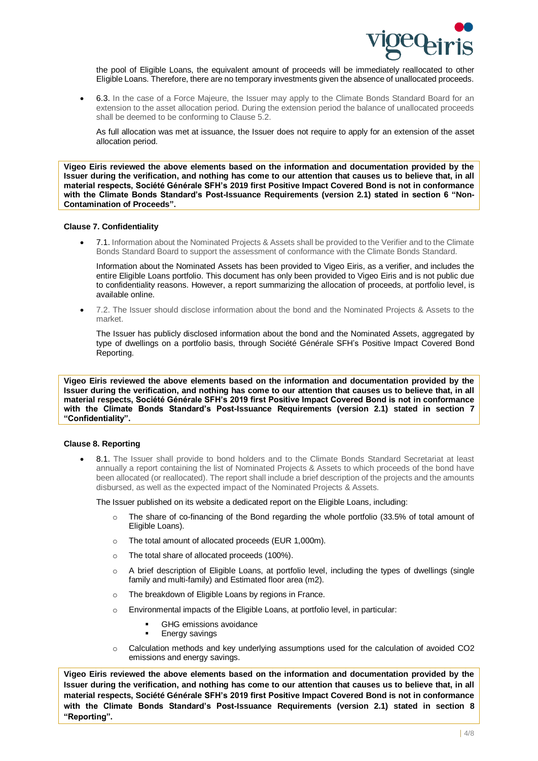the pool of Eligible Loans, the equivalent amount of proceeds will be immediately reallocated to other Eligible Loans. Therefore, there are no temporary investments given the absence of unallocated proceeds.

- 6.3. In the case of a Force Majeure, the Issuer may apply to the Climate Bonds Standard Board for an extension to the asset allocation period. During the extension period the balance of unallocated proceeds shall be deemed to be conforming to Clause 5.2.

  As full allocation was met at issuance, the Issuer does not require to apply for an extension of the asset allocation period.

**Vigeo Eiris reviewed the above elements based on the information and documentation provided by the Issuer during the verification, and nothing has come to our attention that causes us to believe that, in all material respects, Société Générale SFH's 2019 first Positive Impact Covered Bond is not in conformance with the Climate Bonds Standard's Post-Issuance Requirements (version 2.1) stated in section 6 "Non-Contamination of Proceeds".**

**Clause 7. Confidentiality**

- 7.1. Information about the Nominated Projects & Assets shall be provided to the Verifier and to the Climate Bonds Standard Board to support the assessment of conformance with the Climate Bonds Standard.

  Information about the Nominated Assets has been provided to Vigeo Eiris, as a verifier, and includes the entire Eligible Loans portfolio. This document has only been provided to Vigeo Eiris and is not public due to confidentiality reasons. However, a report summarizing the allocation of proceeds, at portfolio level, is available online.

- 7.2. The Issuer should disclose information about the bond and the Nominated Projects & Assets to the market.

  The Issuer has publicly disclosed information about the bond and the Nominated Assets, aggregated by type of dwellings on a portfolio basis, through Société Générale SFH's Positive Impact Covered Bond Reporting.

**Vigeo Eiris reviewed the above elements based on the information and documentation provided by the Issuer during the verification, and nothing has come to our attention that causes us to believe that, in all material respects, Société Générale SFH's 2019 first Positive Impact Covered Bond is not in conformance with the Climate Bonds Standard's Post-Issuance Requirements (version 2.1) stated in section 7 "Confidentiality".**

**Clause 8. Reporting**

- 8.1. The Issuer shall provide to bond holders and to the Climate Bonds Standard Secretariat at least annually a report containing the list of Nominated Projects & Assets to which proceeds of the bond have been allocated (or reallocated). The report shall include a brief description of the projects and the amounts disbursed, as well as the expected impact of the Nominated Projects & Assets.

  The Issuer published on its website a dedicated report on the Eligible Loans, including:

  - The share of co-financing of the Bond regarding the whole portfolio (33.5% of total amount of Eligible Loans).
  - The total amount of allocated proceeds (EUR 1,000m).
  - The total share of allocated proceeds (100%).
  - A brief description of Eligible Loans, at portfolio level, including the types of dwellings (single family and multi-family) and Estimated floor area (m2).
  - The breakdown of Eligible Loans by regions in France.
  - Environmental impacts of the Eligible Loans, at portfolio level, in particular:
    - GHG emissions avoidance
    - Energy savings
  - Calculation methods and key underlying assumptions used for the calculation of avoided $CO_2$ emissions and energy savings.

**Vigeo Eiris reviewed the above elements based on the information and documentation provided by the Issuer during the verification, and nothing has come to our attention that causes us to believe that, in all material respects, Société Générale SFH's 2019 first Positive Impact Covered Bond is not in conformance with the Climate Bonds Standard's Post-Issuance Requirements (version 2.1) stated in section 8 "Reporting".**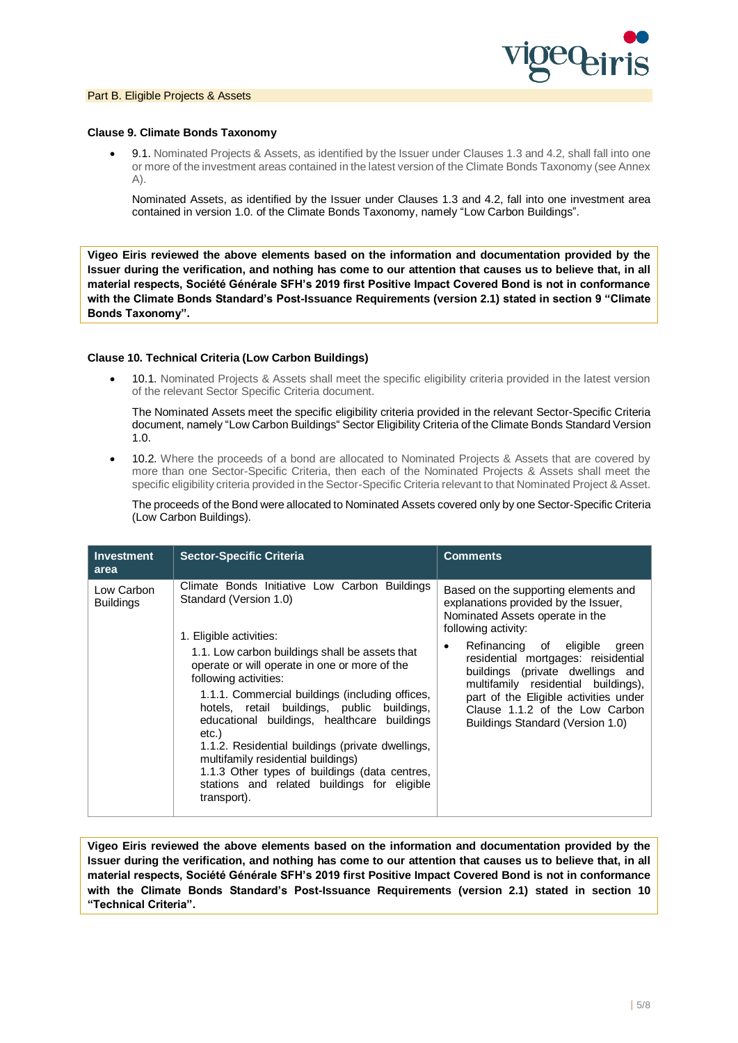Part B. Eligible Projects & Assets

**Clause 9. Climate Bonds Taxonomy**

- 9.1. Nominated Projects & Assets, as identified by the Issuer under Clauses 1.3 and 4.2, shall fall into one or more of the investment areas contained in the latest version of the Climate Bonds Taxonomy (see Annex A).

  Nominated Assets, as identified by the Issuer under Clauses 1.3 and 4.2, fall into one investment area contained in version 1.0. of the Climate Bonds Taxonomy, namely “Low Carbon Buildings”.

**Vigeo Eiris reviewed the above elements based on the information and documentation provided by the Issuer during the verification, and nothing has come to our attention that causes us to believe that, in all material respects, Société Générale SFH's 2019 first Positive Impact Covered Bond is not in conformance with the Climate Bonds Standard's Post-Issuance Requirements (version 2.1) stated in section 9 “Climate Bonds Taxonomy”.**

**Clause 10. Technical Criteria (Low Carbon Buildings)**

- 10.1. Nominated Projects & Assets shall meet the specific eligibility criteria provided in the latest version of the relevant Sector Specific Criteria document.

  The Nominated Assets meet the specific eligibility criteria provided in the relevant Sector-Specific Criteria document, namely “Low Carbon Buildings“ Sector Eligibility Criteria of the Climate Bonds Standard Version 1.0.

- 10.2. Where the proceeds of a bond are allocated to Nominated Projects & Assets that are covered by more than one Sector-Specific Criteria, then each of the Nominated Projects & Assets shall meet the specific eligibility criteria provided in the Sector-Specific Criteria relevant to that Nominated Project & Asset.

  The proceeds of the Bond were allocated to Nominated Assets covered only by one Sector-Specific Criteria (Low Carbon Buildings).

| Investment area | Sector-Specific Criteria | Comments |
|---|---|---|
| Low Carbon Buildings | Climate Bonds Initiative Low Carbon Buildings Standard (Version 1.0)<br><br>1. Eligible activities:<br>1.1. Low carbon buildings shall be assets that operate or will operate in one or more of the following activities:<br>1.1.1. Commercial buildings (including offices, hotels, retail buildings, public buildings, educational buildings, healthcare buildings etc.)<br>1.1.2. Residential buildings (private dwellings, multifamily residential buildings)<br>1.1.3 Other types of buildings (data centres, stations and related buildings for eligible transport). | Based on the supporting elements and explanations provided by the Issuer, Nominated Assets operate in the following activity:<br>• Refinancing of eligible green residential mortgages: reisidential buildings (private dwellings and multifamily residential buildings), part of the Eligible activities under Clause 1.1.2 of the Low Carbon Buildings Standard (Version 1.0) |

**Vigeo Eiris reviewed the above elements based on the information and documentation provided by the Issuer during the verification, and nothing has come to our attention that causes us to believe that, in all material respects, Société Générale SFH's 2019 first Positive Impact Covered Bond is not in conformance with the Climate Bonds Standard's Post-Issuance Requirements (version 2.1) stated in section 10 “Technical Criteria”.**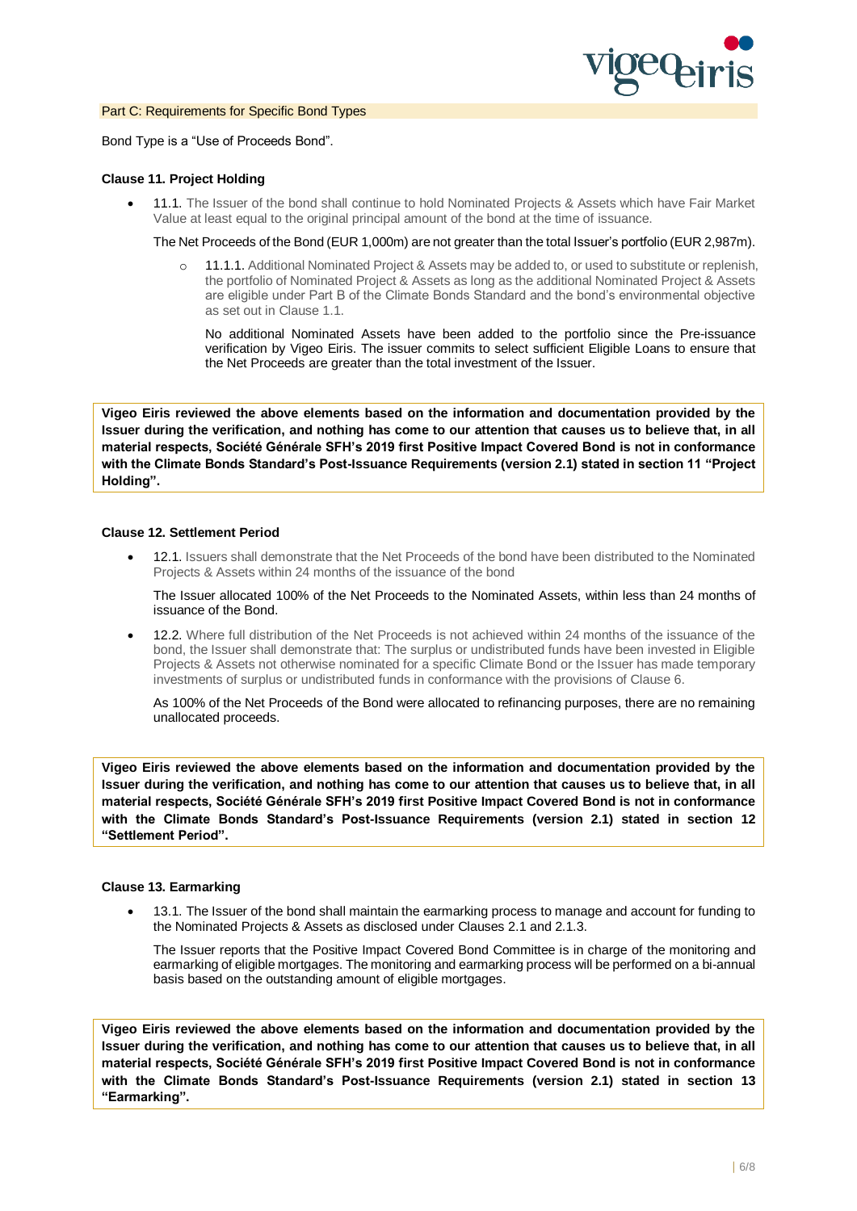## Part C: Requirements for Specific Bond Types

Bond Type is a "Use of Proceeds Bond".

**Clause 11. Project Holding**

- 11.1. The Issuer of the bond shall continue to hold Nominated Projects & Assets which have Fair Market Value at least equal to the original principal amount of the bond at the time of issuance.

  The Net Proceeds of the Bond (EUR 1,000m) are not greater than the total Issuer's portfolio (EUR 2,987m).

  - 11.1.1. Additional Nominated Project & Assets may be added to, or used to substitute or replenish, the portfolio of Nominated Project & Assets as long as the additional Nominated Project & Assets are eligible under Part B of the Climate Bonds Standard and the bond's environmental objective as set out in Clause 1.1.

    No additional Nominated Assets have been added to the portfolio since the Pre-issuance verification by Vigeo Eiris. The issuer commits to select sufficient Eligible Loans to ensure that the Net Proceeds are greater than the total investment of the Issuer.

**Vigeo Eiris reviewed the above elements based on the information and documentation provided by the Issuer during the verification, and nothing has come to our attention that causes us to believe that, in all material respects, Société Générale SFH's 2019 first Positive Impact Covered Bond is not in conformance with the Climate Bonds Standard's Post-Issuance Requirements (version 2.1) stated in section 11 "Project Holding".**

**Clause 12. Settlement Period**

- 12.1. Issuers shall demonstrate that the Net Proceeds of the bond have been distributed to the Nominated Projects & Assets within 24 months of the issuance of the bond

  The Issuer allocated 100% of the Net Proceeds to the Nominated Assets, within less than 24 months of issuance of the Bond.

- 12.2. Where full distribution of the Net Proceeds is not achieved within 24 months of the issuance of the bond, the Issuer shall demonstrate that: The surplus or undistributed funds have been invested in Eligible Projects & Assets not otherwise nominated for a specific Climate Bond or the Issuer has made temporary investments of surplus or undistributed funds in conformance with the provisions of Clause 6.

  As 100% of the Net Proceeds of the Bond were allocated to refinancing purposes, there are no remaining unallocated proceeds.

**Vigeo Eiris reviewed the above elements based on the information and documentation provided by the Issuer during the verification, and nothing has come to our attention that causes us to believe that, in all material respects, Société Générale SFH's 2019 first Positive Impact Covered Bond is not in conformance with the Climate Bonds Standard's Post-Issuance Requirements (version 2.1) stated in section 12 "Settlement Period".**

**Clause 13. Earmarking**

- 13.1. The Issuer of the bond shall maintain the earmarking process to manage and account for funding to the Nominated Projects & Assets as disclosed under Clauses 2.1 and 2.1.3.

  The Issuer reports that the Positive Impact Covered Bond Committee is in charge of the monitoring and earmarking of eligible mortgages. The monitoring and earmarking process will be performed on a bi-annual basis based on the outstanding amount of eligible mortgages.

**Vigeo Eiris reviewed the above elements based on the information and documentation provided by the Issuer during the verification, and nothing has come to our attention that causes us to believe that, in all material respects, Société Générale SFH's 2019 first Positive Impact Covered Bond is not in conformance with the Climate Bonds Standard's Post-Issuance Requirements (version 2.1) stated in section 13 "Earmarking".**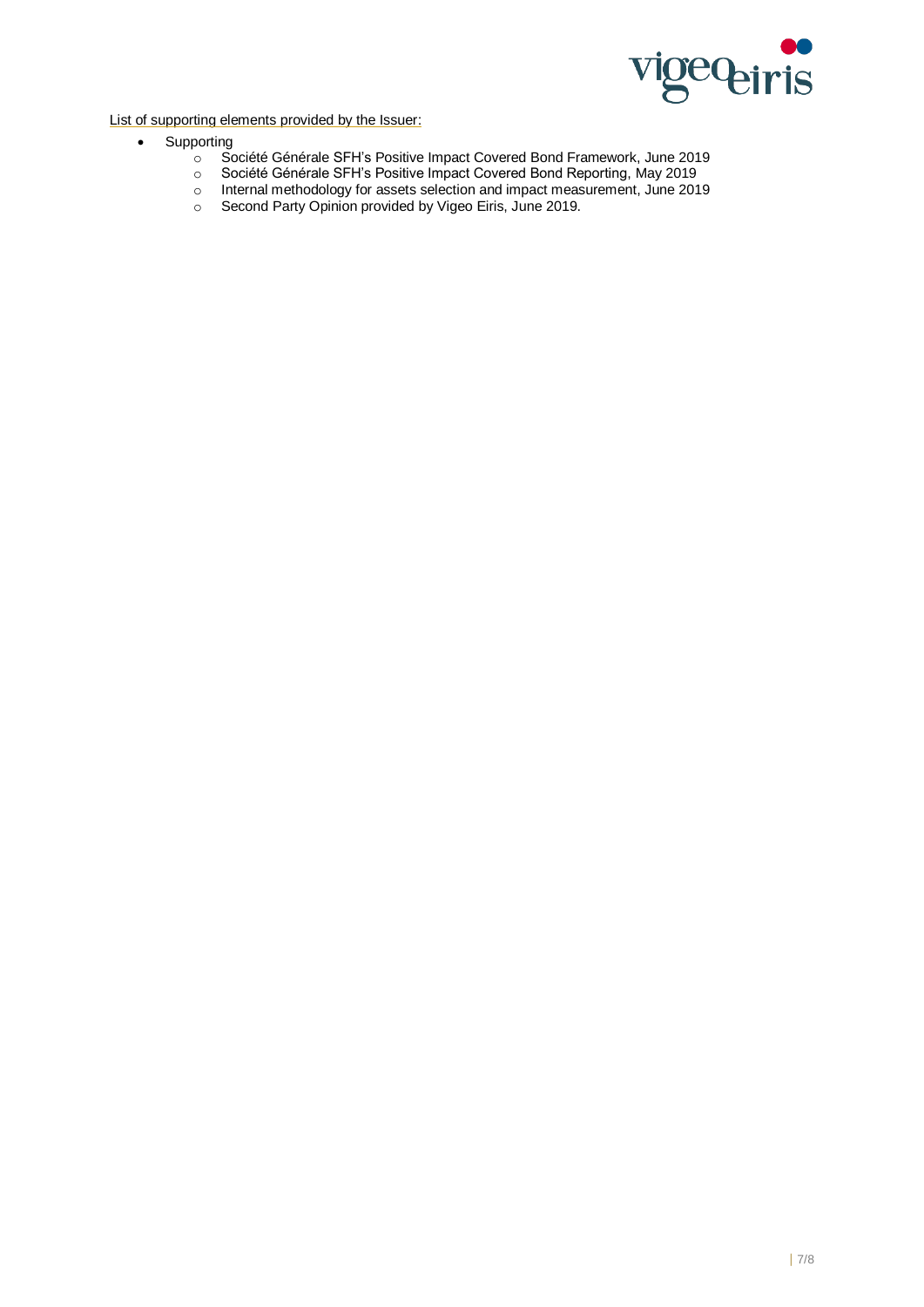<u>List of supporting elements provided by the Issuer:</u>

- Supporting
  - Société Générale SFH's Positive Impact Covered Bond Framework, June 2019
  - Société Générale SFH's Positive Impact Covered Bond Reporting, May 2019
  - Internal methodology for assets selection and impact measurement, June 2019
  - Second Party Opinion provided by Vigeo Eiris, June 2019.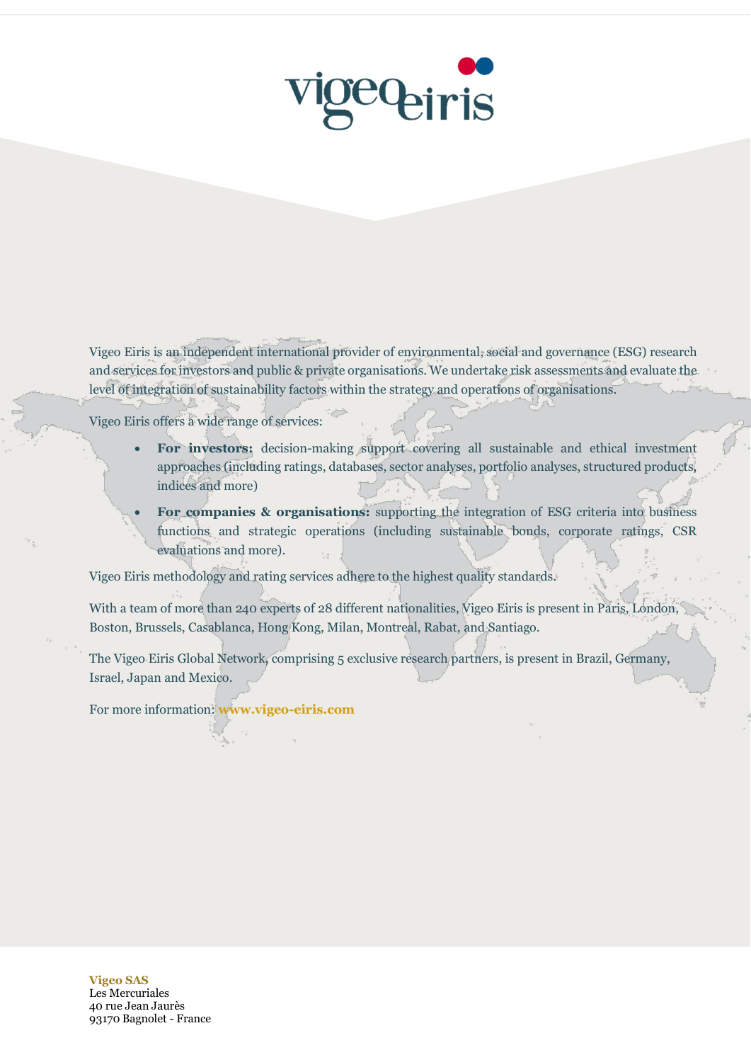Vigeo Eiris is an independent international provider of environmental, social and governance (ESG) research and services for investors and public & private organisations. We undertake risk assessments and evaluate the level of integration of sustainability factors within the strategy and operations of organisations.

Vigeo Eiris offers a wide range of services:

- **For investors:** decision-making support covering all sustainable and ethical investment approaches (including ratings, databases, sector analyses, portfolio analyses, structured products, indices and more)
- **For companies & organisations:** supporting the integration of ESG criteria into business functions and strategic operations (including sustainable bonds, corporate ratings, CSR evaluations and more).

Vigeo Eiris methodology and rating services adhere to the highest quality standards.

With a team of more than 240 experts of 28 different nationalities, Vigeo Eiris is present in Paris, London, Boston, Brussels, Casablanca, Hong Kong, Milan, Montreal, Rabat, and Santiago.

The Vigeo Eiris Global Network, comprising 5 exclusive research partners, is present in Brazil, Germany, Israel, Japan and Mexico.

For more information: **www.vigeo-eiris.com**

**Vigeo SAS**
Les Mercuriales
40 rue Jean Jaurès
93170 Bagnolet - France